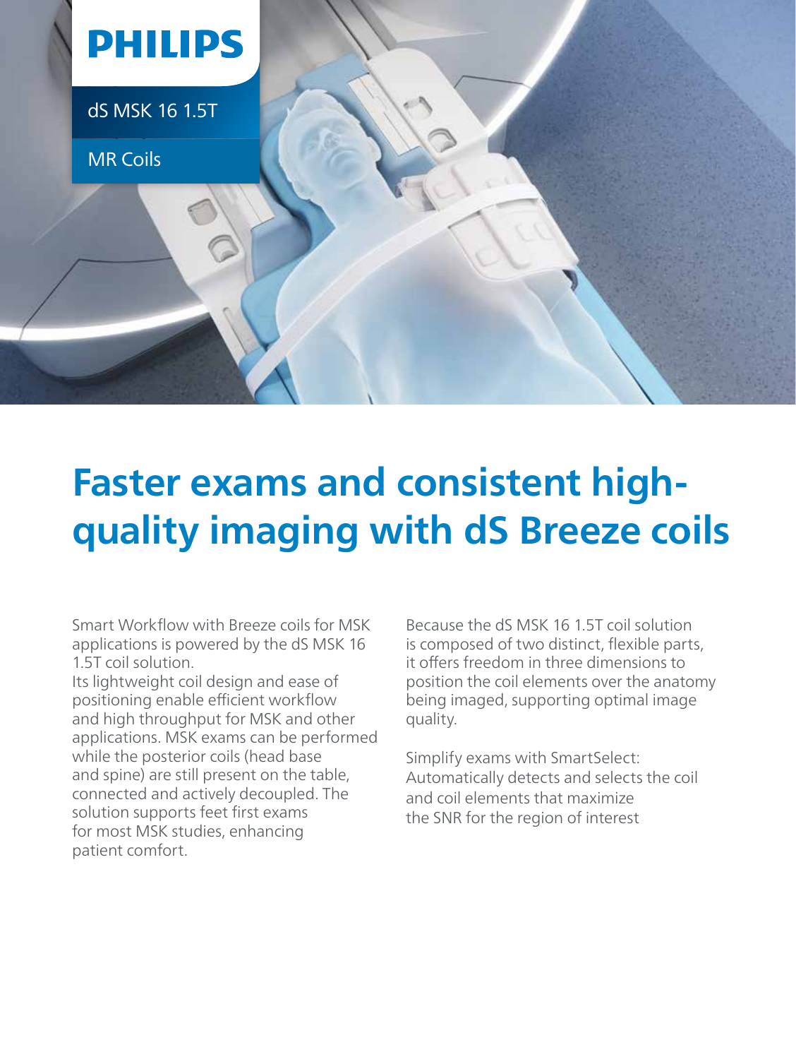PHILIPS

dS MSK 16 1.5T

MR Coils

# Faster exams and consistent high-quality imaging with dS Breeze coils

Smart Workflow with Breeze coils for MSK applications is powered by the dS MSK 16 1.5T coil solution.
Its lightweight coil design and ease of positioning enable efficient workflow and high throughput for MSK and other applications. MSK exams can be performed while the posterior coils (head base and spine) are still present on the table, connected and actively decoupled. The solution supports feet first exams for most MSK studies, enhancing patient comfort.

Because the dS MSK 16 1.5T coil solution is composed of two distinct, flexible parts, it offers freedom in three dimensions to position the coil elements over the anatomy being imaged, supporting optimal image quality.

Simplify exams with SmartSelect: Automatically detects and selects the coil and coil elements that maximize the SNR for the region of interest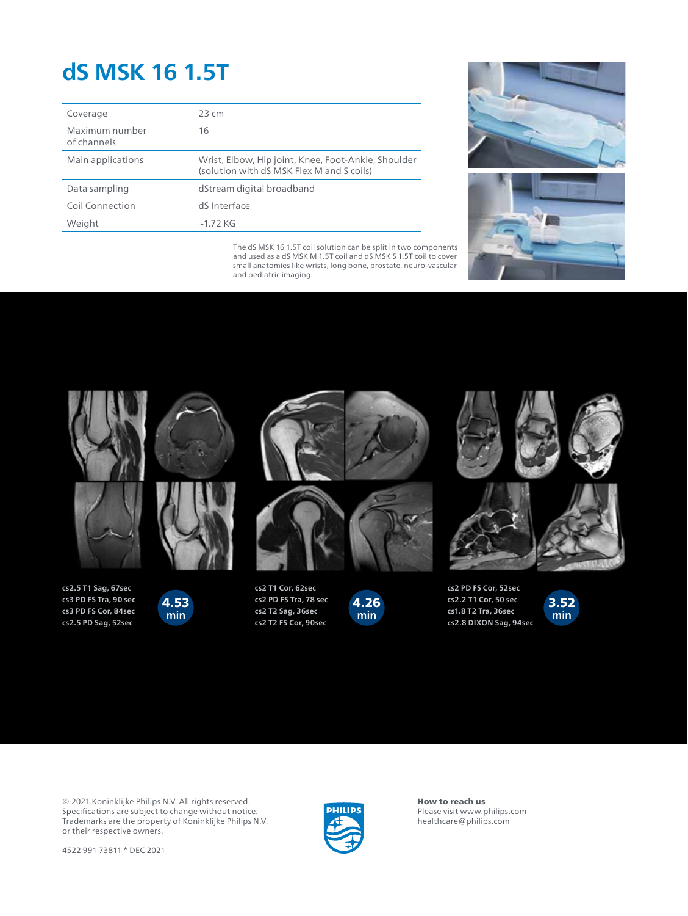# dS MSK 16 1.5T

| | |
|---|---|
| Coverage | 23 cm |
| Maximum number of channels | 16 |
| Main applications | Wrist, Elbow, Hip joint, Knee, Foot-Ankle, Shoulder (solution with dS MSK Flex M and S coils) |
| Data sampling | dStream digital broadband |
| Coil Connection | dS Interface |
| Weight | ~1.72 KG |

The dS MSK 16 1.5T coil solution can be split in two components and used as a dS MSK M 1.5T coil and dS MSK S 1.5T coil to cover small anatomies like wrists, long bone, prostate, neuro-vascular and pediatric imaging.

**cs2.5 T1 Sag, 67sec**
**cs3 PD FS Tra, 90 sec**
**cs3 PD FS Cor, 84sec**
**cs2.5 PD Sag, 52sec**

**4.53 min**

**cs2 T1 Cor, 62sec**
**cs2 PD FS Tra, 78 sec**
**cs2 T2 Sag, 36sec**
**cs2 T2 FS Cor, 90sec**

**4.26 min**

**cs2 PD FS Cor, 52sec**
**cs2.2 T1 Cor, 50 sec**
**cs1.8 T2 Tra, 36sec**
**cs2.8 DIXON Sag, 94sec**

**3.52 min**

© 2021 Koninklijke Philips N.V. All rights reserved.
Specifications are subject to change without notice.
Trademarks are the property of Koninklijke Philips N.V. or their respective owners.

4522 991 73811 * DEC 2021

**How to reach us**
Please visit www.philips.com
healthcare@philips.com